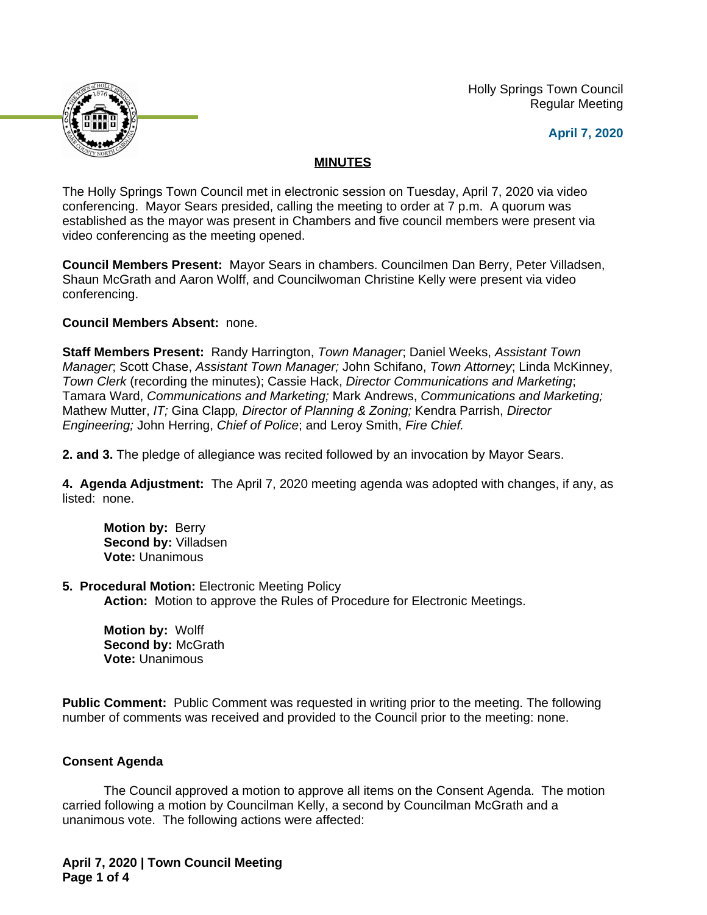Holly Springs Town Council
Regular Meeting

**April 7, 2020**

## MINUTES

The Holly Springs Town Council met in electronic session on Tuesday, April 7, 2020 via video conferencing. Mayor Sears presided, calling the meeting to order at 7 p.m. A quorum was established as the mayor was present in Chambers and five council members were present via video conferencing as the meeting opened.

**Council Members Present:** Mayor Sears in chambers. Councilmen Dan Berry, Peter Villadsen, Shaun McGrath and Aaron Wolff, and Councilwoman Christine Kelly were present via video conferencing.

**Council Members Absent:** none.

**Staff Members Present:** Randy Harrington, *Town Manager*; Daniel Weeks, *Assistant Town Manager*; Scott Chase, *Assistant Town Manager;* John Schifano, *Town Attorney*; Linda McKinney, *Town Clerk* (recording the minutes); Cassie Hack, *Director Communications and Marketing*; Tamara Ward, *Communications and Marketing;* Mark Andrews, *Communications and Marketing;* Mathew Mutter, *IT;* Gina Clapp*, Director of Planning & Zoning;* Kendra Parrish, *Director Engineering;* John Herring, *Chief of Police*; and Leroy Smith, *Fire Chief.*

**2. and 3.** The pledge of allegiance was recited followed by an invocation by Mayor Sears.

**4. Agenda Adjustment:** The April 7, 2020 meeting agenda was adopted with changes, if any, as listed: none.

> **Motion by:** Berry
> **Second by:** Villadsen
> **Vote:** Unanimous

**5. Procedural Motion:** Electronic Meeting Policy
> **Action:** Motion to approve the Rules of Procedure for Electronic Meetings.
>
> **Motion by:** Wolff
> **Second by:** McGrath
> **Vote:** Unanimous

**Public Comment:** Public Comment was requested in writing prior to the meeting. The following number of comments was received and provided to the Council prior to the meeting: none.

**Consent Agenda**

The Council approved a motion to approve all items on the Consent Agenda. The motion carried following a motion by Councilman Kelly, a second by Councilman McGrath and a unanimous vote. The following actions were affected: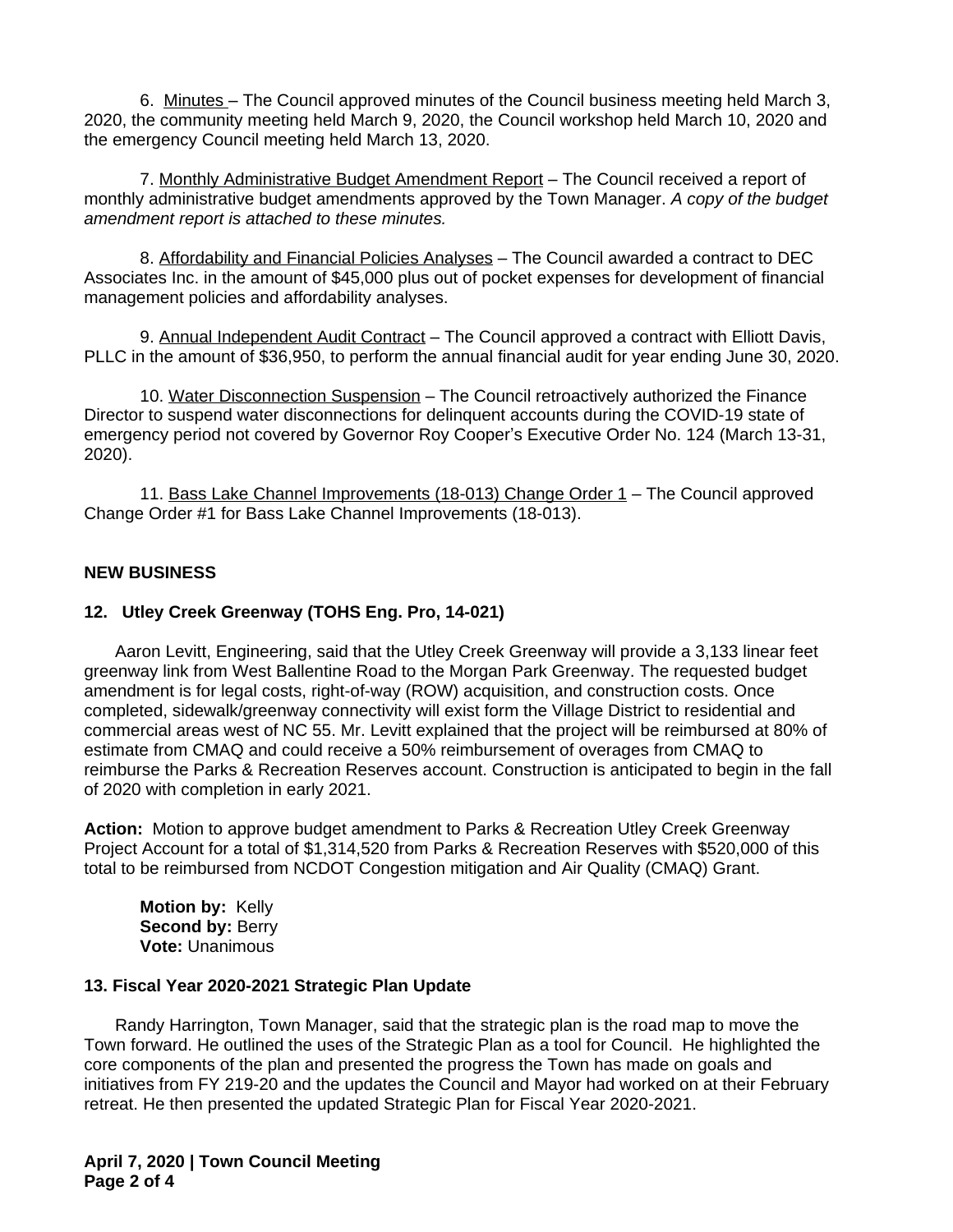6. Minutes – The Council approved minutes of the Council business meeting held March 3, 2020, the community meeting held March 9, 2020, the Council workshop held March 10, 2020 and the emergency Council meeting held March 13, 2020.

7. Monthly Administrative Budget Amendment Report – The Council received a report of monthly administrative budget amendments approved by the Town Manager. *A copy of the budget amendment report is attached to these minutes.*

8. Affordability and Financial Policies Analyses – The Council awarded a contract to DEC Associates Inc. in the amount of $45,000 plus out of pocket expenses for development of financial management policies and affordability analyses.

9. Annual Independent Audit Contract – The Council approved a contract with Elliott Davis, PLLC in the amount of $36,950, to perform the annual financial audit for year ending June 30, 2020.

10. Water Disconnection Suspension – The Council retroactively authorized the Finance Director to suspend water disconnections for delinquent accounts during the COVID-19 state of emergency period not covered by Governor Roy Cooper's Executive Order No. 124 (March 13-31, 2020).

11. Bass Lake Channel Improvements (18-013) Change Order 1 – The Council approved Change Order #1 for Bass Lake Channel Improvements (18-013).

## NEW BUSINESS

### 12. Utley Creek Greenway (TOHS Eng. Pro, 14-021)

Aaron Levitt, Engineering, said that the Utley Creek Greenway will provide a 3,133 linear feet greenway link from West Ballentine Road to the Morgan Park Greenway. The requested budget amendment is for legal costs, right-of-way (ROW) acquisition, and construction costs. Once completed, sidewalk/greenway connectivity will exist form the Village District to residential and commercial areas west of NC 55. Mr. Levitt explained that the project will be reimbursed at 80% of estimate from CMAQ and could receive a 50% reimbursement of overages from CMAQ to reimburse the Parks & Recreation Reserves account. Construction is anticipated to begin in the fall of 2020 with completion in early 2021.

**Action:** Motion to approve budget amendment to Parks & Recreation Utley Creek Greenway Project Account for a total of $1,314,520 from Parks & Recreation Reserves with $520,000 of this total to be reimbursed from NCDOT Congestion mitigation and Air Quality (CMAQ) Grant.

**Motion by:** Kelly
**Second by:** Berry
**Vote:** Unanimous

### 13. Fiscal Year 2020-2021 Strategic Plan Update

Randy Harrington, Town Manager, said that the strategic plan is the road map to move the Town forward. He outlined the uses of the Strategic Plan as a tool for Council. He highlighted the core components of the plan and presented the progress the Town has made on goals and initiatives from FY 219-20 and the updates the Council and Mayor had worked on at their February retreat. He then presented the updated Strategic Plan for Fiscal Year 2020-2021.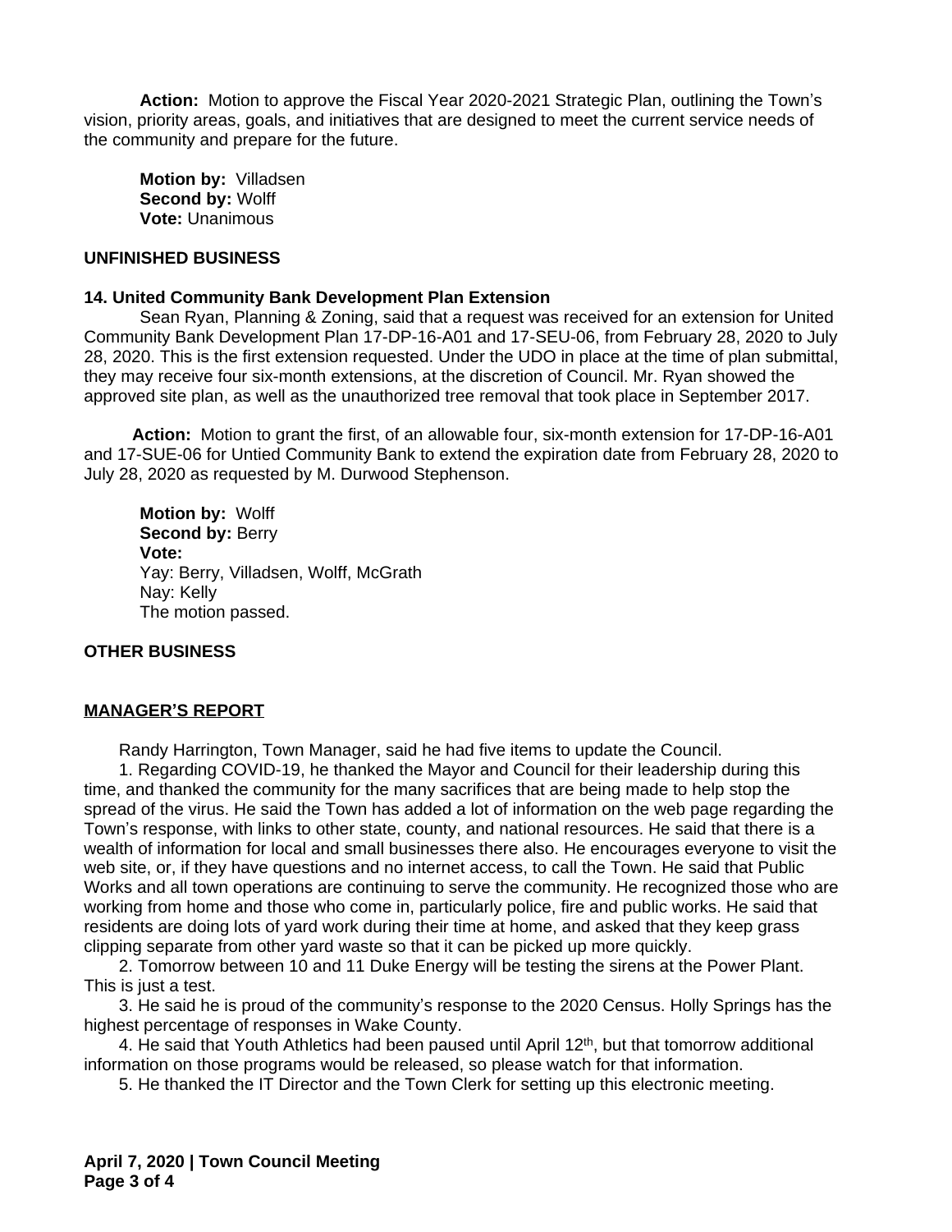**Action:** Motion to approve the Fiscal Year 2020-2021 Strategic Plan, outlining the Town's vision, priority areas, goals, and initiatives that are designed to meet the current service needs of the community and prepare for the future.

**Motion by:** Villadsen
**Second by:** Wolff
**Vote:** Unanimous

**UNFINISHED BUSINESS**

**14. United Community Bank Development Plan Extension**

Sean Ryan, Planning & Zoning, said that a request was received for an extension for United Community Bank Development Plan 17-DP-16-A01 and 17-SEU-06, from February 28, 2020 to July 28, 2020. This is the first extension requested. Under the UDO in place at the time of plan submittal, they may receive four six-month extensions, at the discretion of Council. Mr. Ryan showed the approved site plan, as well as the unauthorized tree removal that took place in September 2017.

**Action:** Motion to grant the first, of an allowable four, six-month extension for 17-DP-16-A01 and 17-SUE-06 for Untied Community Bank to extend the expiration date from February 28, 2020 to July 28, 2020 as requested by M. Durwood Stephenson.

**Motion by:** Wolff
**Second by:** Berry
**Vote:**
Yay: Berry, Villadsen, Wolff, McGrath
Nay: Kelly
The motion passed.

**OTHER BUSINESS**

**MANAGER'S REPORT**

Randy Harrington, Town Manager, said he had five items to update the Council.

1. Regarding COVID-19, he thanked the Mayor and Council for their leadership during this time, and thanked the community for the many sacrifices that are being made to help stop the spread of the virus. He said the Town has added a lot of information on the web page regarding the Town's response, with links to other state, county, and national resources. He said that there is a wealth of information for local and small businesses there also. He encourages everyone to visit the web site, or, if they have questions and no internet access, to call the Town. He said that Public Works and all town operations are continuing to serve the community. He recognized those who are working from home and those who come in, particularly police, fire and public works. He said that residents are doing lots of yard work during their time at home, and asked that they keep grass clipping separate from other yard waste so that it can be picked up more quickly.
2. Tomorrow between 10 and 11 Duke Energy will be testing the sirens at the Power Plant. This is just a test.
3. He said he is proud of the community's response to the 2020 Census. Holly Springs has the highest percentage of responses in Wake County.
4. He said that Youth Athletics had been paused until April 12th, but that tomorrow additional information on those programs would be released, so please watch for that information.
5. He thanked the IT Director and the Town Clerk for setting up this electronic meeting.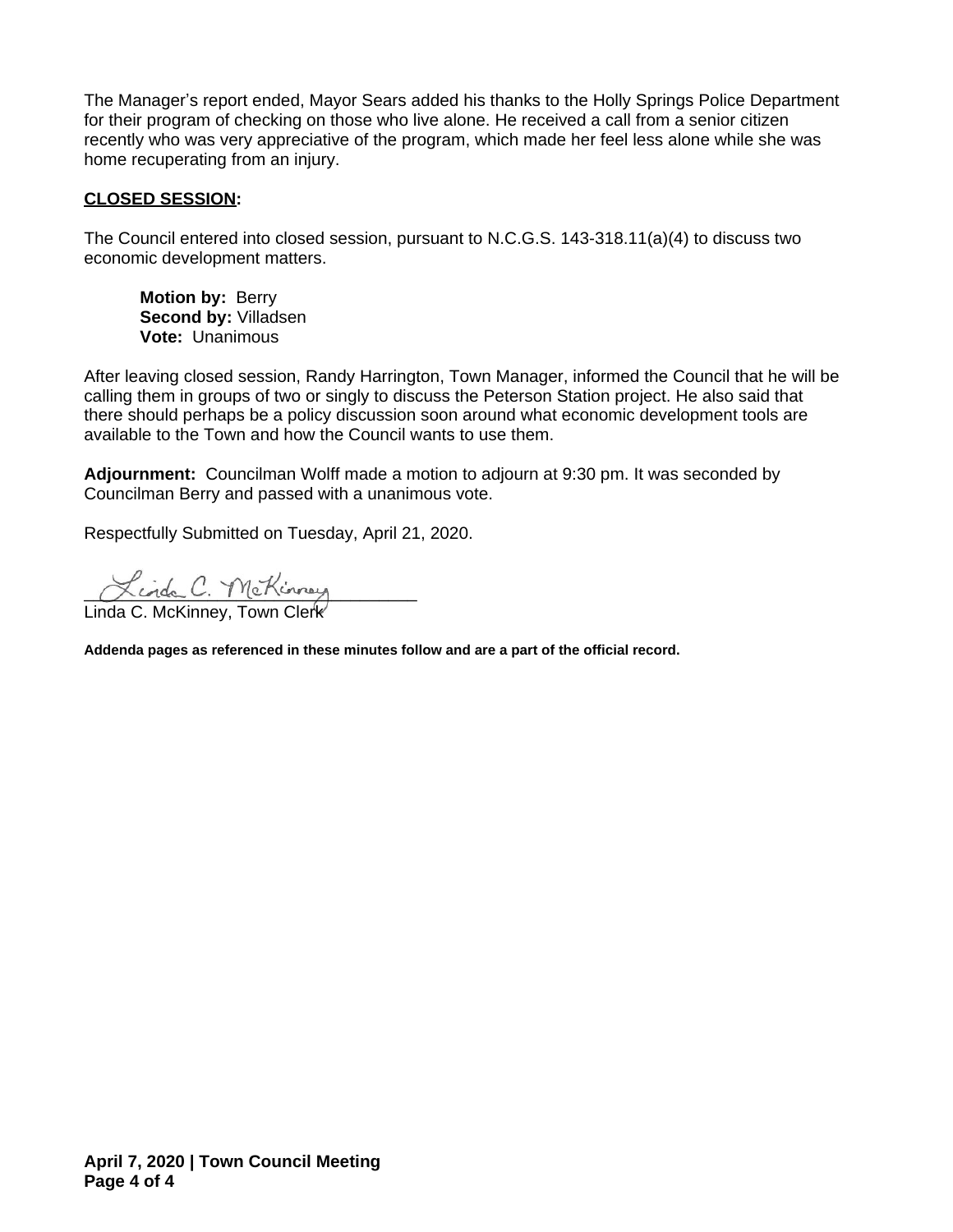The Manager's report ended, Mayor Sears added his thanks to the Holly Springs Police Department for their program of checking on those who live alone. He received a call from a senior citizen recently who was very appreciative of the program, which made her feel less alone while she was home recuperating from an injury.

**CLOSED SESSION:**

The Council entered into closed session, pursuant to N.C.G.S. 143-318.11(a)(4) to discuss two economic development matters.

> **Motion by:** Berry
> **Second by:** Villadsen
> **Vote:** Unanimous

After leaving closed session, Randy Harrington, Town Manager, informed the Council that he will be calling them in groups of two or singly to discuss the Peterson Station project. He also said that there should perhaps be a policy discussion soon around what economic development tools are available to the Town and how the Council wants to use them.

**Adjournment:** Councilman Wolff made a motion to adjourn at 9:30 pm. It was seconded by Councilman Berry and passed with a unanimous vote.

Respectfully Submitted on Tuesday, April 21, 2020.

Linda C. McKinney

Linda C. McKinney, Town Clerk

**Addenda pages as referenced in these minutes follow and are a part of the official record.**